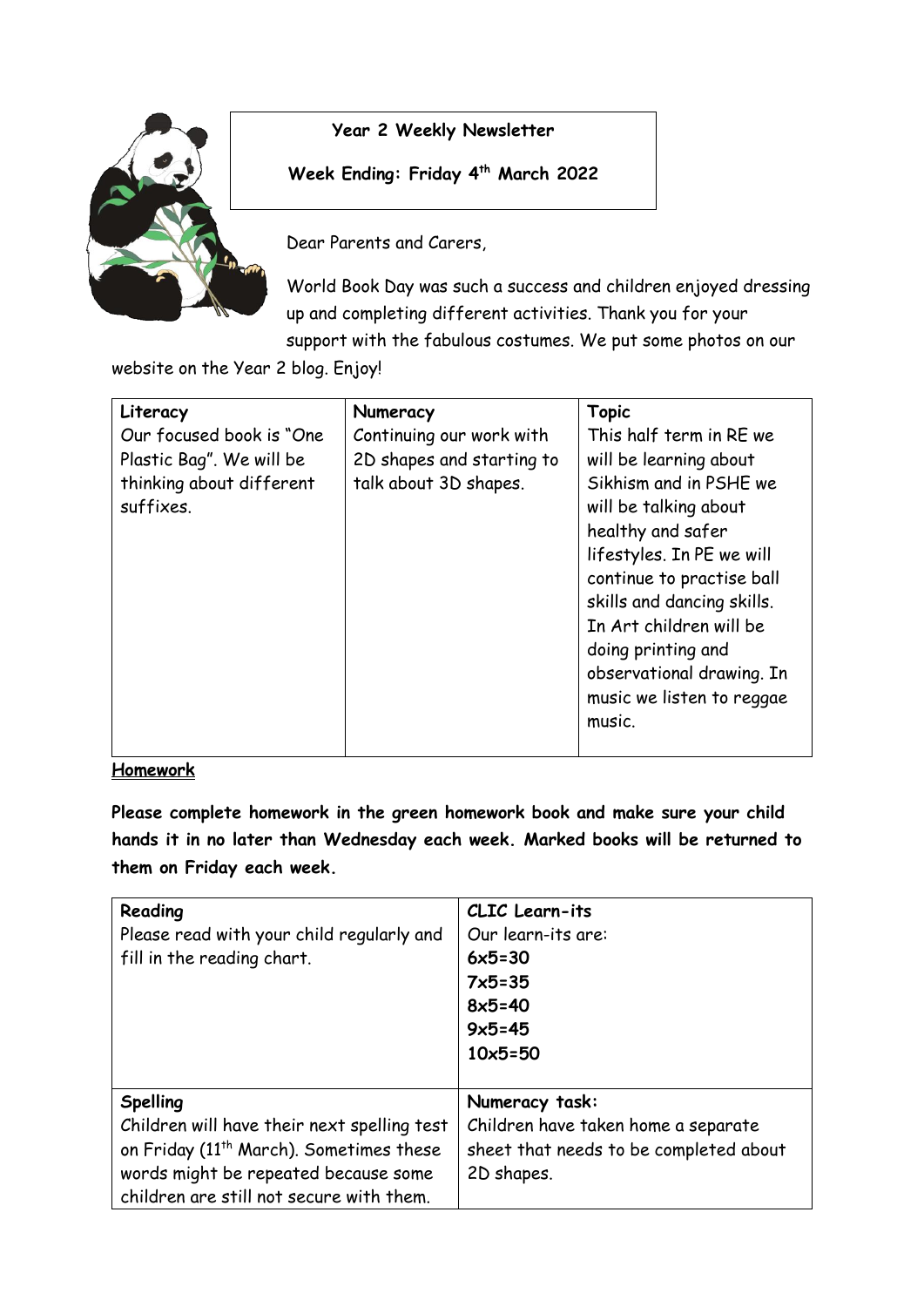**Year 2 Weekly Newsletter**

**Week Ending: Friday 4th March 2022**

Dear Parents and Carers,

World Book Day was such a success and children enjoyed dressing up and completing different activities. Thank you for your support with the fabulous costumes. We put some photos on our website on the Year 2 blog. Enjoy!

| Literacy | Numeracy | Topic |
| --- | --- | --- |
| Our focused book is "One Plastic Bag". We will be thinking about different suffixes. | Continuing our work with 2D shapes and starting to talk about 3D shapes. | This half term in RE we will be learning about Sikhism and in PSHE we will be talking about healthy and safer lifestyles. In PE we will continue to practise ball skills and dancing skills. In Art children will be doing printing and observational drawing. In music we listen to reggae music. |

**Homework**

**Please complete homework in the green homework book and make sure your child hands it in no later than Wednesday each week. Marked books will be returned to them on Friday each week.**

| Reading | CLIC Learn-its |
| --- | --- |
| Please read with your child regularly and fill in the reading chart. | Our learn-its are:<br>**6x5=30**<br>**7x5=35**<br>**8x5=40**<br>**9x5=45**<br>**10x5=50** |
| **Spelling**<br>Children will have their next spelling test on Friday (11th March). Sometimes these words might be repeated because some children are still not secure with them. | **Numeracy task:**<br>Children have taken home a separate sheet that needs to be completed about 2D shapes. |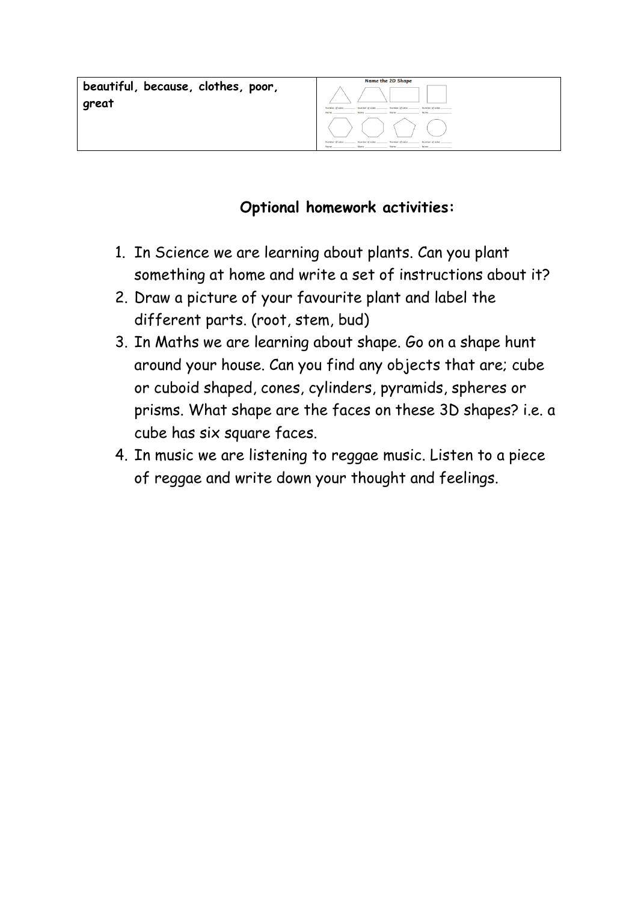| | |
|---|---|
| **beautiful, because, clothes, poor, great** | Name the 2D Shape<br>Number of sides ______ Name ______ Number of sides ______ Name ______ Number of sides ______ Name ______ Number of sides ______ Name ______<br>Number of sides ______ Name ______ Number of sides ______ Name ______ Number of sides ______ Name ______ Number of sides ______ Name ______ |

## Optional homework activities:

1. In Science we are learning about plants. Can you plant something at home and write a set of instructions about it?
2. Draw a picture of your favourite plant and label the different parts. (root, stem, bud)
3. In Maths we are learning about shape. Go on a shape hunt around your house. Can you find any objects that are; cube or cuboid shaped, cones, cylinders, pyramids, spheres or prisms. What shape are the faces on these 3D shapes? i.e. a cube has six square faces.
4. In music we are listening to reggae music. Listen to a piece of reggae and write down your thought and feelings.